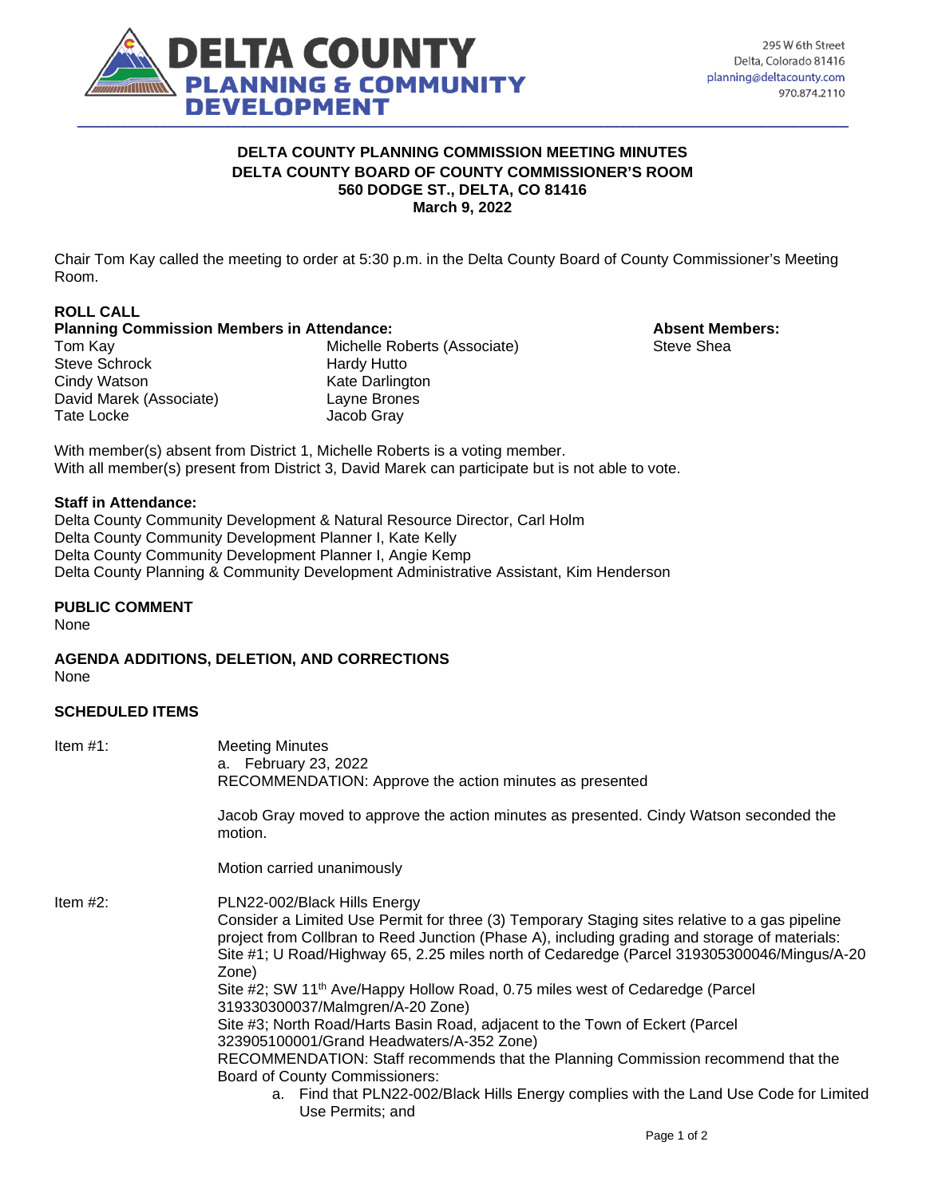DELTA COUNTY
PLANNING & COMMUNITY DEVELOPMENT

295 W 6th Street
Delta, Colorado 81416
planning@deltacounty.com
970.874.2110

**DELTA COUNTY PLANNING COMMISSION MEETING MINUTES**
**DELTA COUNTY BOARD OF COUNTY COMMISSIONER'S ROOM**
**560 DODGE ST., DELTA, CO 81416**
**March 9, 2022**

Chair Tom Kay called the meeting to order at 5:30 p.m. in the Delta County Board of County Commissioner's Meeting Room.

**ROLL CALL**

**Planning Commission Members in Attendance:**

Tom Kay
Steve Schrock
Cindy Watson
David Marek (Associate)
Tate Locke
Michelle Roberts (Associate)
Hardy Hutto
Kate Darlington
Layne Brones
Jacob Gray

**Absent Members:**

Steve Shea

With member(s) absent from District 1, Michelle Roberts is a voting member.
With all member(s) present from District 3, David Marek can participate but is not able to vote.

**Staff in Attendance:**

Delta County Community Development & Natural Resource Director, Carl Holm
Delta County Community Development Planner I, Kate Kelly
Delta County Community Development Planner I, Angie Kemp
Delta County Planning & Community Development Administrative Assistant, Kim Henderson

**PUBLIC COMMENT**

None

**AGENDA ADDITIONS, DELETION, AND CORRECTIONS**

None

**SCHEDULED ITEMS**

Item #1: Meeting Minutes
a. February 23, 2022
RECOMMENDATION: Approve the action minutes as presented

Jacob Gray moved to approve the action minutes as presented. Cindy Watson seconded the motion.

Motion carried unanimously

Item #2: PLN22-002/Black Hills Energy
Consider a Limited Use Permit for three (3) Temporary Staging sites relative to a gas pipeline project from Collbran to Reed Junction (Phase A), including grading and storage of materials:
Site #1; U Road/Highway 65, 2.25 miles north of Cedaredge (Parcel 319305300046/Mingus/A-20 Zone)
Site #2; SW 11th Ave/Happy Hollow Road, 0.75 miles west of Cedaredge (Parcel 319330300037/Malmgren/A-20 Zone)
Site #3; North Road/Harts Basin Road, adjacent to the Town of Eckert (Parcel 323905100001/Grand Headwaters/A-352 Zone)
RECOMMENDATION: Staff recommends that the Planning Commission recommend that the Board of County Commissioners:

a. Find that PLN22-002/Black Hills Energy complies with the Land Use Code for Limited Use Permits; and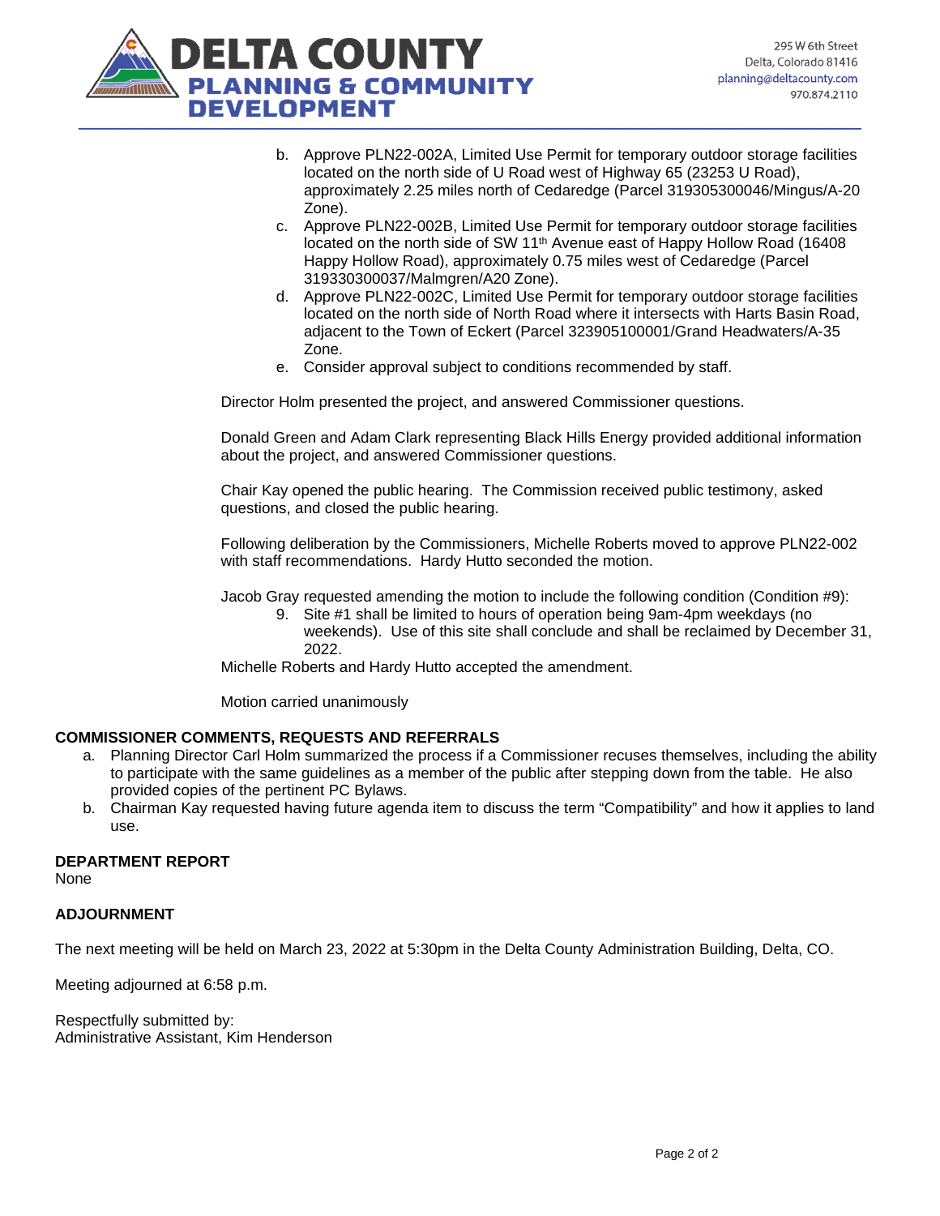b. Approve PLN22-002A, Limited Use Permit for temporary outdoor storage facilities located on the north side of U Road west of Highway 65 (23253 U Road), approximately 2.25 miles north of Cedaredge (Parcel 319305300046/Mingus/A-20 Zone).
c. Approve PLN22-002B, Limited Use Permit for temporary outdoor storage facilities located on the north side of SW 11th Avenue east of Happy Hollow Road (16408 Happy Hollow Road), approximately 0.75 miles west of Cedaredge (Parcel 319330300037/Malmgren/A20 Zone).
d. Approve PLN22-002C, Limited Use Permit for temporary outdoor storage facilities located on the north side of North Road where it intersects with Harts Basin Road, adjacent to the Town of Eckert (Parcel 323905100001/Grand Headwaters/A-35 Zone.
e. Consider approval subject to conditions recommended by staff.

Director Holm presented the project, and answered Commissioner questions.

Donald Green and Adam Clark representing Black Hills Energy provided additional information about the project, and answered Commissioner questions.

Chair Kay opened the public hearing. The Commission received public testimony, asked questions, and closed the public hearing.

Following deliberation by the Commissioners, Michelle Roberts moved to approve PLN22-002 with staff recommendations. Hardy Hutto seconded the motion.

Jacob Gray requested amending the motion to include the following condition (Condition #9):

9. Site #1 shall be limited to hours of operation being 9am-4pm weekdays (no weekends). Use of this site shall conclude and shall be reclaimed by December 31, 2022.

Michelle Roberts and Hardy Hutto accepted the amendment.

Motion carried unanimously

**COMMISSIONER COMMENTS, REQUESTS AND REFERRALS**

a. Planning Director Carl Holm summarized the process if a Commissioner recuses themselves, including the ability to participate with the same guidelines as a member of the public after stepping down from the table. He also provided copies of the pertinent PC Bylaws.
b. Chairman Kay requested having future agenda item to discuss the term “Compatibility” and how it applies to land use.

**DEPARTMENT REPORT**

None

**ADJOURNMENT**

The next meeting will be held on March 23, 2022 at 5:30pm in the Delta County Administration Building, Delta, CO.

Meeting adjourned at 6:58 p.m.

Respectfully submitted by:
Administrative Assistant, Kim Henderson